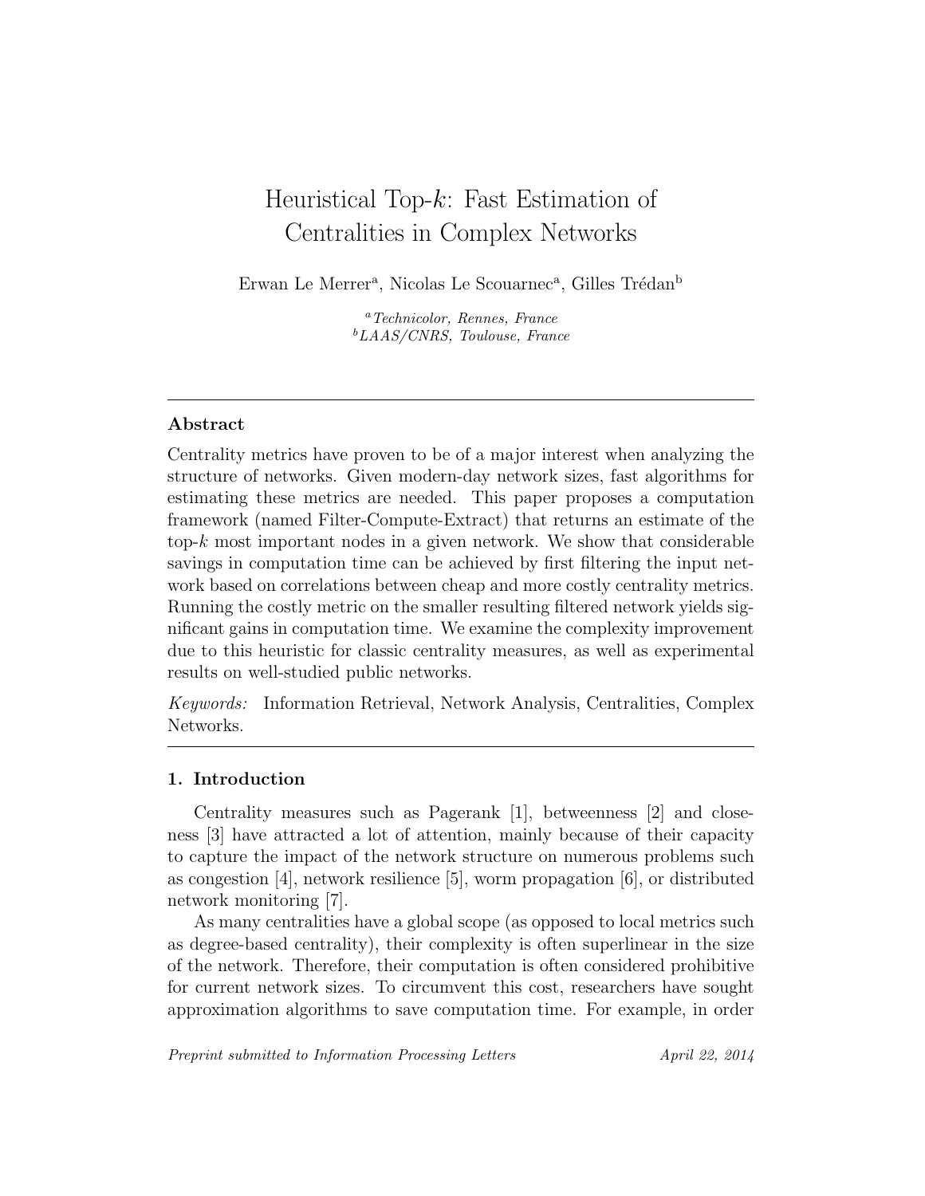# Heuristical Top-$k$: Fast Estimation of Centralities in Complex Networks

Erwan Le Merrer[a], Nicolas Le Scouarnec[a], Gilles Trédan[b]

[a] *Technicolor, Rennes, France*
[b] *LAAS/CNRS, Toulouse, France*

## Abstract

Centrality metrics have proven to be of a major interest when analyzing the structure of networks. Given modern-day network sizes, fast algorithms for estimating these metrics are needed. This paper proposes a computation framework (named Filter-Compute-Extract) that returns an estimate of the top-$k$ most important nodes in a given network. We show that considerable savings in computation time can be achieved by first filtering the input network based on correlations between cheap and more costly centrality metrics. Running the costly metric on the smaller resulting filtered network yields significant gains in computation time. We examine the complexity improvement due to this heuristic for classic centrality measures, as well as experimental results on well-studied public networks.

*Keywords:* Information Retrieval, Network Analysis, Centralities, Complex Networks.

## 1. Introduction

Centrality measures such as Pagerank [1], betweenness [2] and closeness [3] have attracted a lot of attention, mainly because of their capacity to capture the impact of the network structure on numerous problems such as congestion [4], network resilience [5], worm propagation [6], or distributed network monitoring [7].

As many centralities have a global scope (as opposed to local metrics such as degree-based centrality), their complexity is often superlinear in the size of the network. Therefore, their computation is often considered prohibitive for current network sizes. To circumvent this cost, researchers have sought approximation algorithms to save computation time. For example, in order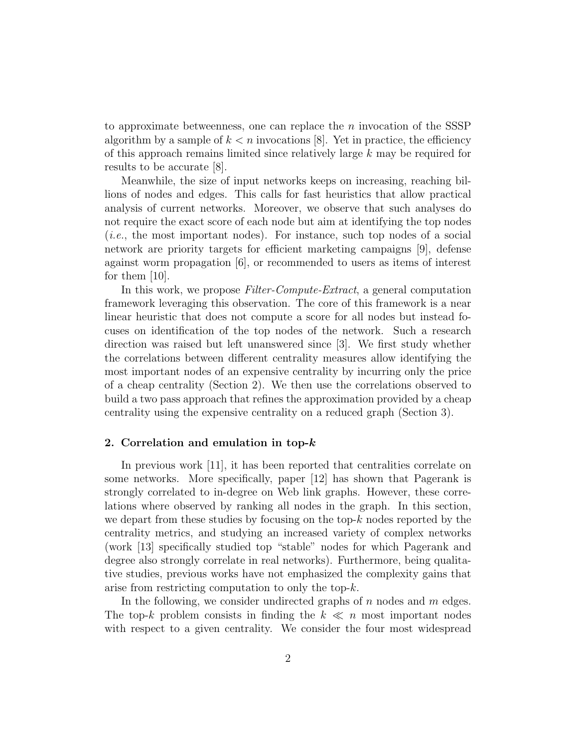to approximate betweenness, one can replace the $n$ invocation of the SSSP algorithm by a sample of $k < n$ invocations [8]. Yet in practice, the efficiency of this approach remains limited since relatively large $k$ may be required for results to be accurate [8].

Meanwhile, the size of input networks keeps on increasing, reaching billions of nodes and edges. This calls for fast heuristics that allow practical analysis of current networks. Moreover, we observe that such analyses do not require the exact score of each node but aim at identifying the top nodes (*i.e.*, the most important nodes). For instance, such top nodes of a social network are priority targets for efficient marketing campaigns [9], defense against worm propagation [6], or recommended to users as items of interest for them [10].

In this work, we propose *Filter-Compute-Extract*, a general computation framework leveraging this observation. The core of this framework is a near linear heuristic that does not compute a score for all nodes but instead focuses on identification of the top nodes of the network. Such a research direction was raised but left unanswered since [3]. We first study whether the correlations between different centrality measures allow identifying the most important nodes of an expensive centrality by incurring only the price of a cheap centrality (Section 2). We then use the correlations observed to build a two pass approach that refines the approximation provided by a cheap centrality using the expensive centrality on a reduced graph (Section 3).

## 2. Correlation and emulation in top-$k$

In previous work [11], it has been reported that centralities correlate on some networks. More specifically, paper [12] has shown that Pagerank is strongly correlated to in-degree on Web link graphs. However, these correlations where observed by ranking all nodes in the graph. In this section, we depart from these studies by focusing on the top-$k$ nodes reported by the centrality metrics, and studying an increased variety of complex networks (work [13] specifically studied top "stable" nodes for which Pagerank and degree also strongly correlate in real networks). Furthermore, being qualitative studies, previous works have not emphasized the complexity gains that arise from restricting computation to only the top-$k$.

In the following, we consider undirected graphs of $n$ nodes and $m$ edges. The top-$k$ problem consists in finding the $k \ll n$ most important nodes with respect to a given centrality. We consider the four most widespread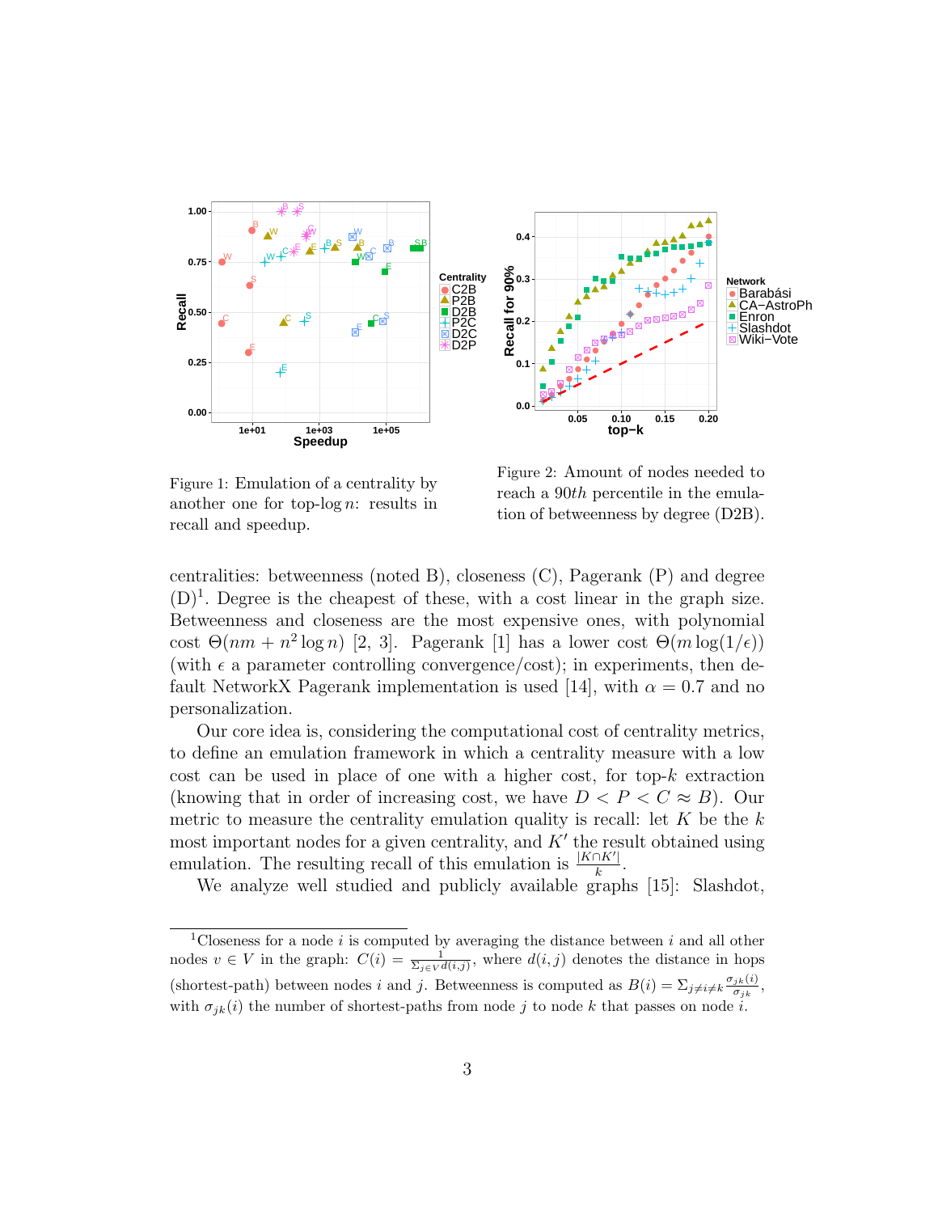Figure 1: Emulation of a centrality by another one for top-log $n$: results in recall and speedup.

Figure 2: Amount of nodes needed to reach a 90$th$ percentile in the emulation of betweenness by degree (D2B).

centralities: betweenness (noted B), closeness (C), Pagerank (P) and degree (D)[1]. Degree is the cheapest of these, with a cost linear in the graph size. Betweenness and closeness are the most expensive ones, with polynomial cost $\Theta(nm + n^2 \log n)$ [2, 3]. Pagerank [1] has a lower cost $\Theta(m \log(1/\epsilon))$ (with $\epsilon$ a parameter controlling convergence/cost); in experiments, then default NetworkX Pagerank implementation is used [14], with $\alpha = 0.7$ and no personalization.

Our core idea is, considering the computational cost of centrality metrics, to define an emulation framework in which a centrality measure with a low cost can be used in place of one with a higher cost, for top-$k$ extraction (knowing that in order of increasing cost, we have $D < P < C \approx B$). Our metric to measure the centrality emulation quality is recall: let $K$ be the $k$ most important nodes for a given centrality, and $K'$ the result obtained using emulation. The resulting recall of this emulation is $\frac{|K \cap K'|}{k}$.

We analyze well studied and publicly available graphs [15]: Slashdot,

[1] Closeness for a node $i$ is computed by averaging the distance between $i$ and all other nodes $v \in V$ in the graph: $C(i) = \frac{1}{\Sigma_{j \in V} d(i,j)}$, where $d(i,j)$ denotes the distance in hops (shortest-path) between nodes $i$ and $j$. Betweenness is computed as $B(i) = \Sigma_{j \neq i \neq k} \frac{\sigma_{jk}(i)}{\sigma_{jk}}$, with $\sigma_{jk}(i)$ the number of shortest-paths from node $j$ to node $k$ that passes on node $i$.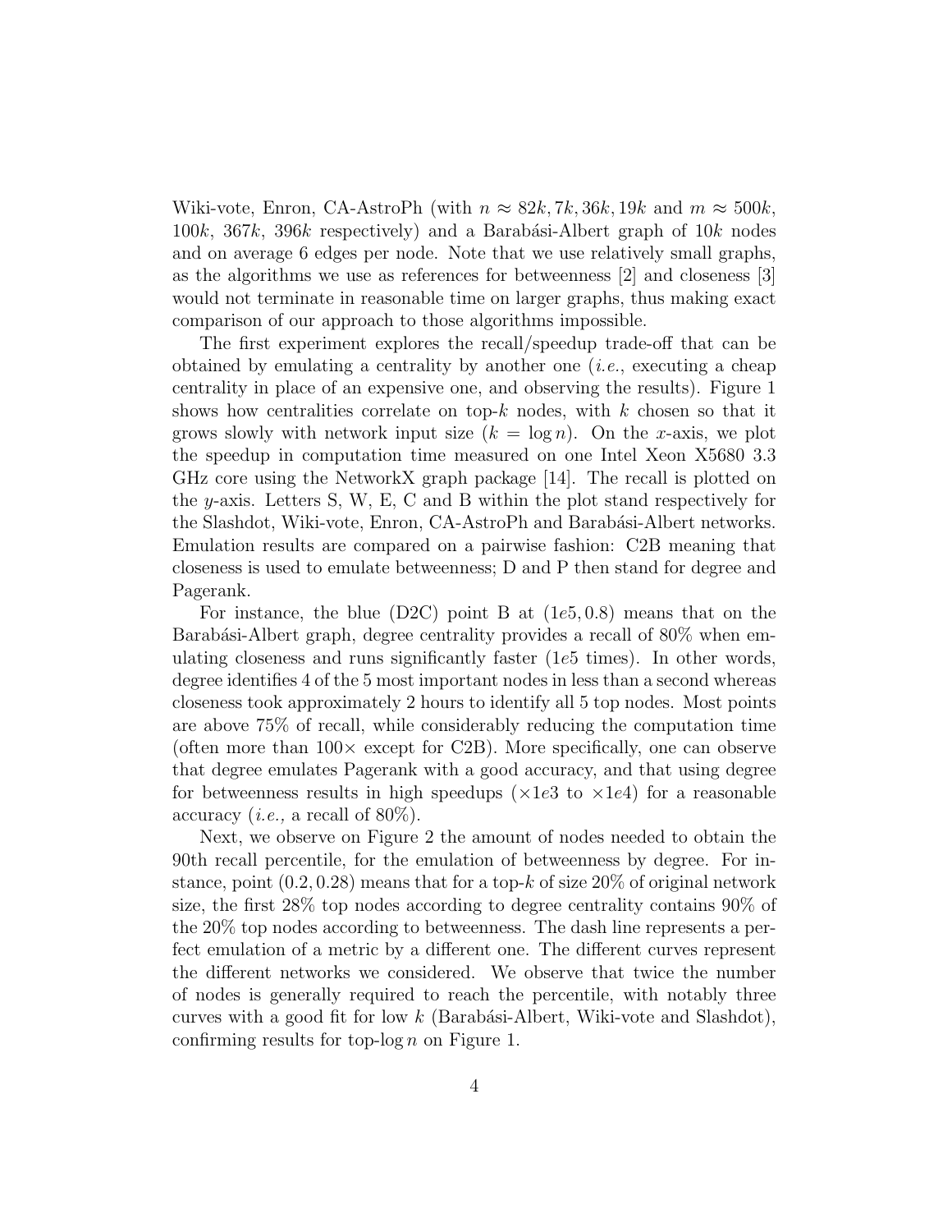Wiki-vote, Enron, CA-AstroPh (with $n \approx 82k, 7k, 36k, 19k$ and $m \approx 500k$, $100k$, $367k$, $396k$ respectively) and a Barabási-Albert graph of $10k$ nodes and on average 6 edges per node. Note that we use relatively small graphs, as the algorithms we use as references for betweenness [2] and closeness [3] would not terminate in reasonable time on larger graphs, thus making exact comparison of our approach to those algorithms impossible.

The first experiment explores the recall/speedup trade-off that can be obtained by emulating a centrality by another one (*i.e.*, executing a cheap centrality in place of an expensive one, and observing the results). Figure 1 shows how centralities correlate on top-$k$ nodes, with $k$ chosen so that it grows slowly with network input size ($k = \log n$). On the $x$-axis, we plot the speedup in computation time measured on one Intel Xeon X5680 3.3 GHz core using the NetworkX graph package [14]. The recall is plotted on the $y$-axis. Letters S, W, E, C and B within the plot stand respectively for the Slashdot, Wiki-vote, Enron, CA-AstroPh and Barabási-Albert networks. Emulation results are compared on a pairwise fashion: C2B meaning that closeness is used to emulate betweenness; D and P then stand for degree and Pagerank.

For instance, the blue (D2C) point B at $(1e5, 0.8)$ means that on the Barabási-Albert graph, degree centrality provides a recall of 80% when emulating closeness and runs significantly faster ($1e5$ times). In other words, degree identifies 4 of the 5 most important nodes in less than a second whereas closeness took approximately 2 hours to identify all 5 top nodes. Most points are above 75% of recall, while considerably reducing the computation time (often more than $100\times$ except for C2B). More specifically, one can observe that degree emulates Pagerank with a good accuracy, and that using degree for betweenness results in high speedups ($\times 1e3$ to $\times 1e4$) for a reasonable accuracy (*i.e.,* a recall of 80%).

Next, we observe on Figure 2 the amount of nodes needed to obtain the 90th recall percentile, for the emulation of betweenness by degree. For instance, point $(0.2, 0.28)$ means that for a top-$k$ of size 20% of original network size, the first 28% top nodes according to degree centrality contains 90% of the 20% top nodes according to betweenness. The dash line represents a perfect emulation of a metric by a different one. The different curves represent the different networks we considered. We observe that twice the number of nodes is generally required to reach the percentile, with notably three curves with a good fit for low $k$ (Barabási-Albert, Wiki-vote and Slashdot), confirming results for top-$\log n$ on Figure 1.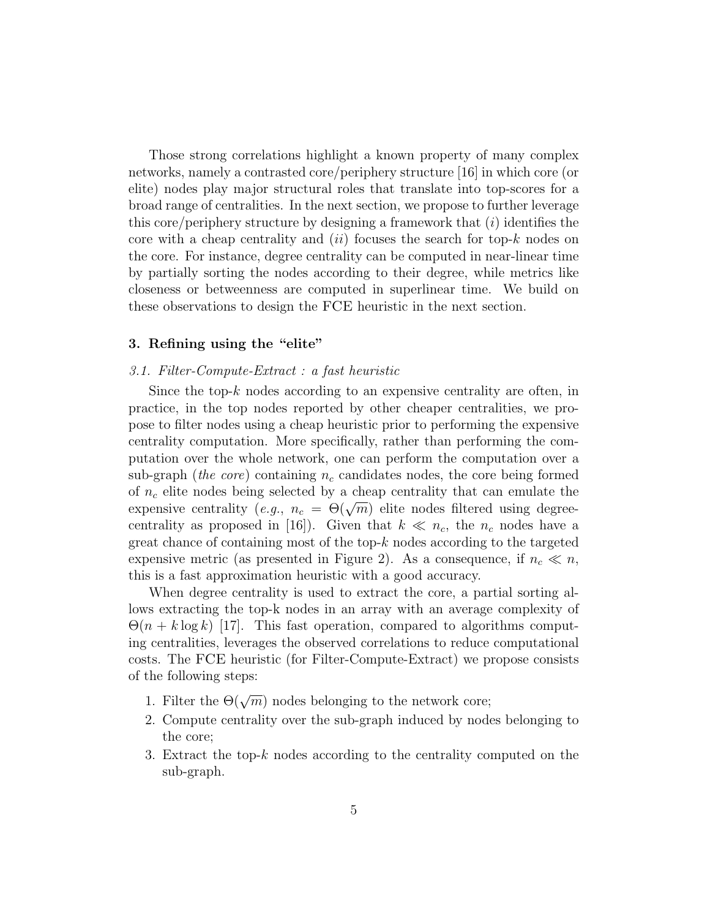Those strong correlations highlight a known property of many complex networks, namely a contrasted core/periphery structure [16] in which core (or elite) nodes play major structural roles that translate into top-scores for a broad range of centralities. In the next section, we propose to further leverage this core/periphery structure by designing a framework that (*i*) identifies the core with a cheap centrality and (*ii*) focuses the search for top-$k$ nodes on the core. For instance, degree centrality can be computed in near-linear time by partially sorting the nodes according to their degree, while metrics like closeness or betweenness are computed in superlinear time. We build on these observations to design the FCE heuristic in the next section.

## 3. Refining using the "elite"

### *3.1. Filter-Compute-Extract : a fast heuristic*

Since the top-$k$ nodes according to an expensive centrality are often, in practice, in the top nodes reported by other cheaper centralities, we propose to filter nodes using a cheap heuristic prior to performing the expensive centrality computation. More specifically, rather than performing the computation over the whole network, one can perform the computation over a sub-graph (*the core*) containing $n_c$ candidates nodes, the core being formed of $n_c$ elite nodes being selected by a cheap centrality that can emulate the expensive centrality (*e.g.*, $n_c = \Theta(\sqrt{m})$ elite nodes filtered using degree-centrality as proposed in [16]). Given that $k \ll n_c$, the $n_c$ nodes have a great chance of containing most of the top-$k$ nodes according to the targeted expensive metric (as presented in Figure 2). As a consequence, if $n_c \ll n$, this is a fast approximation heuristic with a good accuracy.

When degree centrality is used to extract the core, a partial sorting allows extracting the top-k nodes in an array with an average complexity of $\Theta(n + k \log k)$ [17]. This fast operation, compared to algorithms computing centralities, leverages the observed correlations to reduce computational costs. The FCE heuristic (for Filter-Compute-Extract) we propose consists of the following steps:

1. Filter the $\Theta(\sqrt{m})$ nodes belonging to the network core;
2. Compute centrality over the sub-graph induced by nodes belonging to the core;
3. Extract the top-$k$ nodes according to the centrality computed on the sub-graph.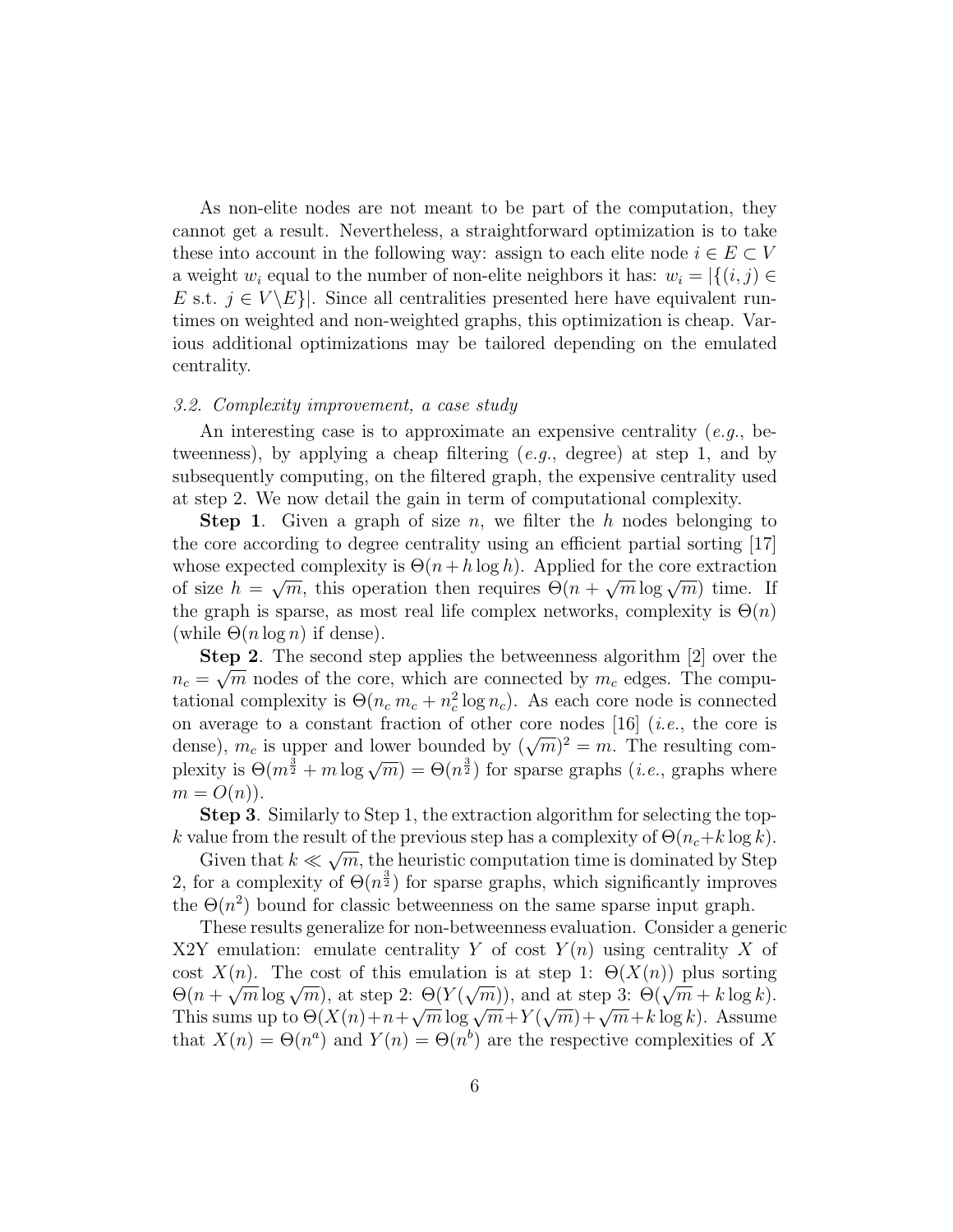As non-elite nodes are not meant to be part of the computation, they cannot get a result. Nevertheless, a straightforward optimization is to take these into account in the following way: assign to each elite node $i \in E \subset V$ a weight $w_i$ equal to the number of non-elite neighbors it has: $w_i = |\{(i, j) \in E \text{ s.t. } j \in V \backslash E\}|$. Since all centralities presented here have equivalent runtimes on weighted and non-weighted graphs, this optimization is cheap. Various additional optimizations may be tailored depending on the emulated centrality.

### *3.2. Complexity improvement, a case study*

An interesting case is to approximate an expensive centrality (*e.g.*, betweenness), by applying a cheap filtering (*e.g.*, degree) at step 1, and by subsequently computing, on the filtered graph, the expensive centrality used at step 2. We now detail the gain in term of computational complexity.

**Step 1**. Given a graph of size $n$, we filter the $h$ nodes belonging to the core according to degree centrality using an efficient partial sorting [17] whose expected complexity is $\Theta(n + h \log h)$. Applied for the core extraction of size $h = \sqrt{m}$, this operation then requires $\Theta(n + \sqrt{m} \log \sqrt{m})$ time. If the graph is sparse, as most real life complex networks, complexity is $\Theta(n)$ (while $\Theta(n \log n)$ if dense).

**Step 2**. The second step applies the betweenness algorithm [2] over the $n_c = \sqrt{m}$ nodes of the core, which are connected by $m_c$ edges. The computational complexity is $\Theta(n_c\, m_c + n_c^2 \log n_c)$. As each core node is connected on average to a constant fraction of other core nodes [16] (*i.e.*, the core is dense), $m_c$ is upper and lower bounded by $(\sqrt{m})^2 = m$. The resulting complexity is $\Theta(m^{\frac{3}{2}} + m \log \sqrt{m}) = \Theta(n^{\frac{3}{2}})$ for sparse graphs (*i.e.*, graphs where $m = O(n)$).

**Step 3**. Similarly to Step 1, the extraction algorithm for selecting the top-$k$ value from the result of the previous step has a complexity of $\Theta(n_c + k \log k)$.

Given that $k \ll \sqrt{m}$, the heuristic computation time is dominated by Step 2, for a complexity of $\Theta(n^{\frac{3}{2}})$ for sparse graphs, which significantly improves the $\Theta(n^2)$ bound for classic betweenness on the same sparse input graph.

These results generalize for non-betweenness evaluation. Consider a generic X2Y emulation: emulate centrality $Y$ of cost $Y(n)$ using centrality $X$ of cost $X(n)$. The cost of this emulation is at step 1: $\Theta(X(n))$ plus sorting $\Theta(n + \sqrt{m} \log \sqrt{m})$, at step 2: $\Theta(Y(\sqrt{m}))$, and at step 3: $\Theta(\sqrt{m} + k \log k)$. This sums up to $\Theta(X(n) + n + \sqrt{m} \log \sqrt{m} + Y(\sqrt{m}) + \sqrt{m} + k \log k)$. Assume that $X(n) = \Theta(n^a)$ and $Y(n) = \Theta(n^b)$ are the respective complexities of $X$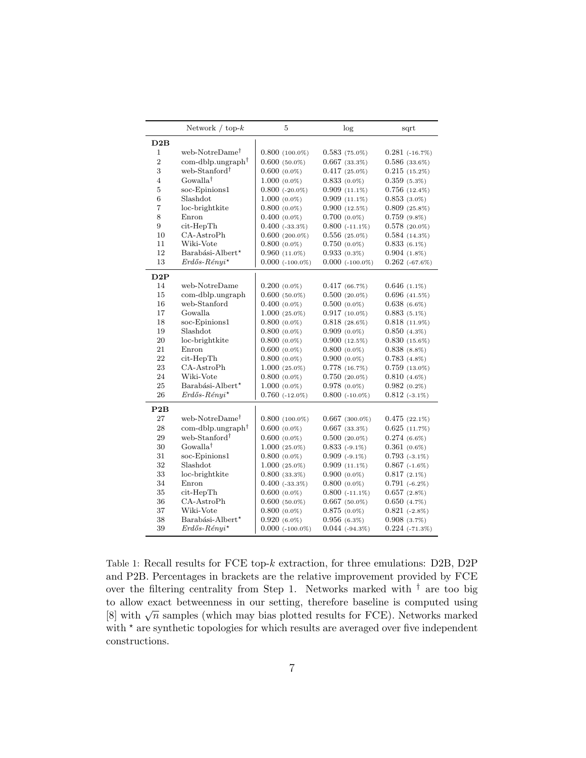| | Network / top-$k$ | 5 | log | sqrt |
|---|---|---|---|---|
| **D2B** | | | | |
| 1 | web-NotreDame[†] | 0.800 (100.0%) | 0.583 (75.0%) | 0.281 (-16.7%) |
| 2 | com-dblp.ungraph[†] | 0.600 (50.0%) | 0.667 (33.3%) | 0.586 (33.6%) |
| 3 | web-Stanford[†] | 0.600 (0.0%) | 0.417 (25.0%) | 0.215 (15.2%) |
| 4 | Gowalla[†] | 1.000 (0.0%) | 0.833 (0.0%) | 0.359 (5.3%) |
| 5 | soc-Epinions1 | 0.800 (-20.0%) | 0.909 (11.1%) | 0.756 (12.4%) |
| 6 | Slashdot | 1.000 (0.0%) | 0.909 (11.1%) | 0.853 (3.0%) |
| 7 | loc-brightkite | 0.800 (0.0%) | 0.900 (12.5%) | 0.809 (25.8%) |
| 8 | Enron | 0.400 (0.0%) | 0.700 (0.0%) | 0.759 (9.8%) |
| 9 | cit-HepTh | 0.400 (-33.3%) | 0.800 (-11.1%) | 0.578 (20.0%) |
| 10 | CA-AstroPh | 0.600 (200.0%) | 0.556 (25.0%) | 0.584 (14.3%) |
| 11 | Wiki-Vote | 0.800 (0.0%) | 0.750 (0.0%) | 0.833 (6.1%) |
| 12 | Barabási-Albert[⋆] | 0.960 (11.0%) | 0.933 (0.3%) | 0.904 (1.8%) |
| 13 | *Erdős-Rényi*[⋆] | 0.000 (-100.0%) | 0.000 (-100.0%) | 0.262 (-67.6%) |
| **D2P** | | | | |
| 14 | web-NotreDame | 0.200 (0.0%) | 0.417 (66.7%) | 0.646 (1.1%) |
| 15 | com-dblp.ungraph | 0.600 (50.0%) | 0.500 (20.0%) | 0.696 (41.5%) |
| 16 | web-Stanford | 0.400 (0.0%) | 0.500 (0.0%) | 0.638 (6.6%) |
| 17 | Gowalla | 1.000 (25.0%) | 0.917 (10.0%) | 0.883 (5.1%) |
| 18 | soc-Epinions1 | 0.800 (0.0%) | 0.818 (28.6%) | 0.818 (11.9%) |
| 19 | Slashdot | 0.800 (0.0%) | 0.909 (0.0%) | 0.850 (4.3%) |
| 20 | loc-brightkite | 0.800 (0.0%) | 0.900 (12.5%) | 0.830 (15.6%) |
| 21 | Enron | 0.600 (0.0%) | 0.800 (0.0%) | 0.838 (8.8%) |
| 22 | cit-HepTh | 0.800 (0.0%) | 0.900 (0.0%) | 0.783 (4.8%) |
| 23 | CA-AstroPh | 1.000 (25.0%) | 0.778 (16.7%) | 0.759 (13.0%) |
| 24 | Wiki-Vote | 0.800 (0.0%) | 0.750 (20.0%) | 0.810 (4.6%) |
| 25 | Barabási-Albert[⋆] | 1.000 (0.0%) | 0.978 (0.0%) | 0.982 (0.2%) |
| 26 | *Erdős-Rényi*[⋆] | 0.760 (-12.0%) | 0.800 (-10.0%) | 0.812 (-3.1%) |
| **P2B** | | | | |
| 27 | web-NotreDame[†] | 0.800 (100.0%) | 0.667 (300.0%) | 0.475 (22.1%) |
| 28 | com-dblp.ungraph[†] | 0.600 (0.0%) | 0.667 (33.3%) | 0.625 (11.7%) |
| 29 | web-Stanford[†] | 0.600 (0.0%) | 0.500 (20.0%) | 0.274 (6.6%) |
| 30 | Gowalla[†] | 1.000 (25.0%) | 0.833 (-9.1%) | 0.361 (0.6%) |
| 31 | soc-Epinions1 | 0.800 (0.0%) | 0.909 (-9.1%) | 0.793 (-3.1%) |
| 32 | Slashdot | 1.000 (25.0%) | 0.909 (11.1%) | 0.867 (-1.6%) |
| 33 | loc-brightkite | 0.800 (33.3%) | 0.900 (0.0%) | 0.817 (2.1%) |
| 34 | Enron | 0.400 (-33.3%) | 0.800 (0.0%) | 0.791 (-6.2%) |
| 35 | cit-HepTh | 0.600 (0.0%) | 0.800 (-11.1%) | 0.657 (2.8%) |
| 36 | CA-AstroPh | 0.600 (50.0%) | 0.667 (50.0%) | 0.650 (4.7%) |
| 37 | Wiki-Vote | 0.800 (0.0%) | 0.875 (0.0%) | 0.821 (-2.8%) |
| 38 | Barabási-Albert[⋆] | 0.920 (6.0%) | 0.956 (6.3%) | 0.908 (3.7%) |
| 39 | *Erdős-Rényi*[⋆] | 0.000 (-100.0%) | 0.044 (-94.3%) | 0.224 (-71.3%) |

Table 1: Recall results for FCE top-$k$ extraction, for three emulations: D2B, D2P and P2B. Percentages in brackets are the relative improvement provided by FCE over the filtering centrality from Step 1. Networks marked with † are too big to allow exact betweenness in our setting, therefore baseline is computed using [8] with $\sqrt{n}$ samples (which may bias plotted results for FCE). Networks marked with ⋆ are synthetic topologies for which results are averaged over five independent constructions.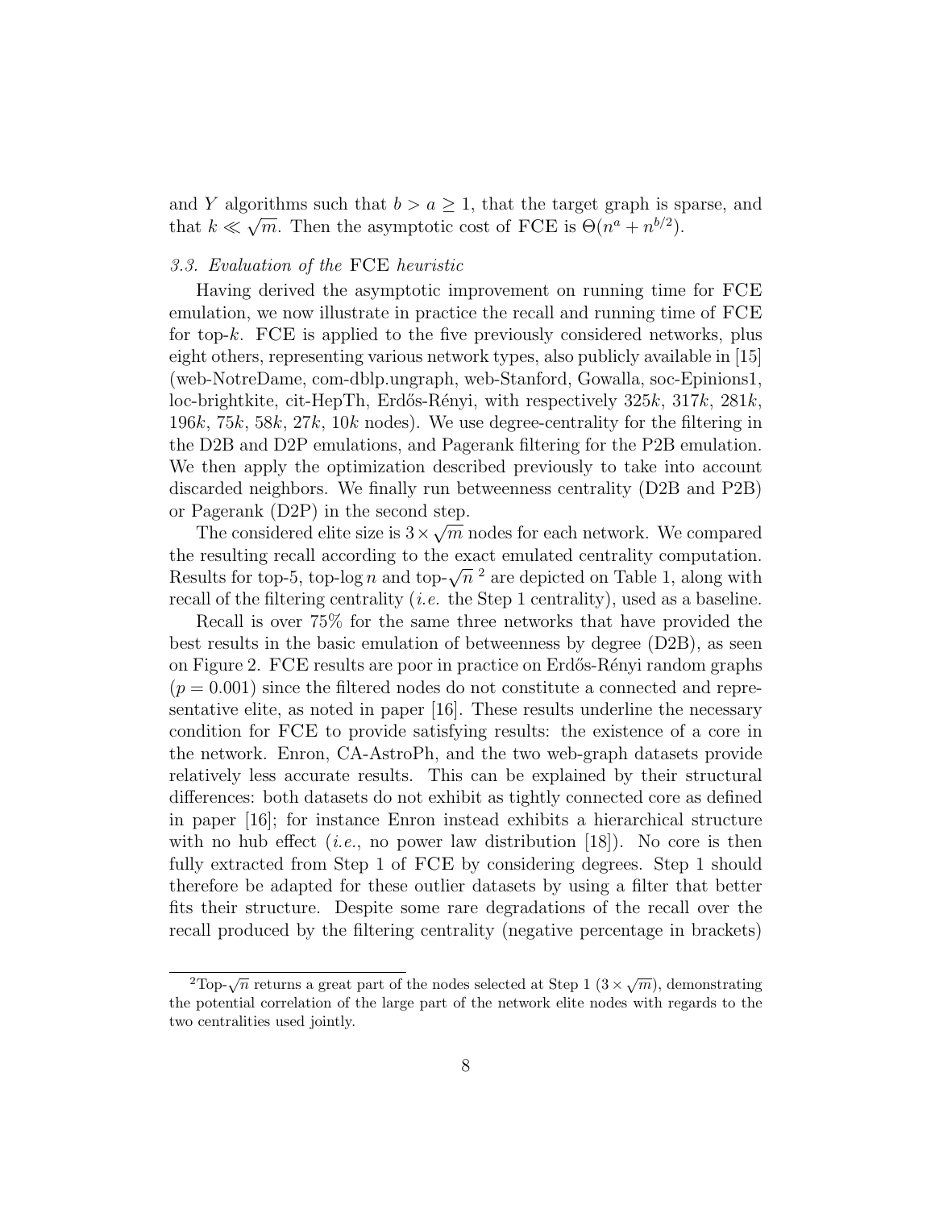and $Y$ algorithms such that $b > a \geq 1$, that the target graph is sparse, and that $k \ll \sqrt{m}$. Then the asymptotic cost of FCE is $\Theta(n^a + n^{b/2})$.

### 3.3. Evaluation of the FCE heuristic

Having derived the asymptotic improvement on running time for FCE emulation, we now illustrate in practice the recall and running time of FCE for top-$k$. FCE is applied to the five previously considered networks, plus eight others, representing various network types, also publicly available in [15] (web-NotreDame, com-dblp.ungraph, web-Stanford, Gowalla, soc-Epinions1, loc-brightkite, cit-HepTh, Erdős-Rényi, with respectively $325k$, $317k$, $281k$, $196k$, $75k$, $58k$, $27k$, $10k$ nodes). We use degree-centrality for the filtering in the D2B and D2P emulations, and Pagerank filtering for the P2B emulation. We then apply the optimization described previously to take into account discarded neighbors. We finally run betweenness centrality (D2B and P2B) or Pagerank (D2P) in the second step.

The considered elite size is $3 \times \sqrt{m}$ nodes for each network. We compared the resulting recall according to the exact emulated centrality computation. Results for top-5, top-$\log n$ and top-$\sqrt{n}$ [2] are depicted on Table 1, along with recall of the filtering centrality (*i.e.* the Step 1 centrality), used as a baseline.

Recall is over 75% for the same three networks that have provided the best results in the basic emulation of betweenness by degree (D2B), as seen on Figure 2. FCE results are poor in practice on Erdős-Rényi random graphs ($p = 0.001$) since the filtered nodes do not constitute a connected and representative elite, as noted in paper [16]. These results underline the necessary condition for FCE to provide satisfying results: the existence of a core in the network. Enron, CA-AstroPh, and the two web-graph datasets provide relatively less accurate results. This can be explained by their structural differences: both datasets do not exhibit as tightly connected core as defined in paper [16]; for instance Enron instead exhibits a hierarchical structure with no hub effect (*i.e.*, no power law distribution [18]). No core is then fully extracted from Step 1 of FCE by considering degrees. Step 1 should therefore be adapted for these outlier datasets by using a filter that better fits their structure. Despite some rare degradations of the recall over the recall produced by the filtering centrality (negative percentage in brackets)

[2] Top-$\sqrt{n}$ returns a great part of the nodes selected at Step 1 ($3 \times \sqrt{m}$), demonstrating the potential correlation of the large part of the network elite nodes with regards to the two centralities used jointly.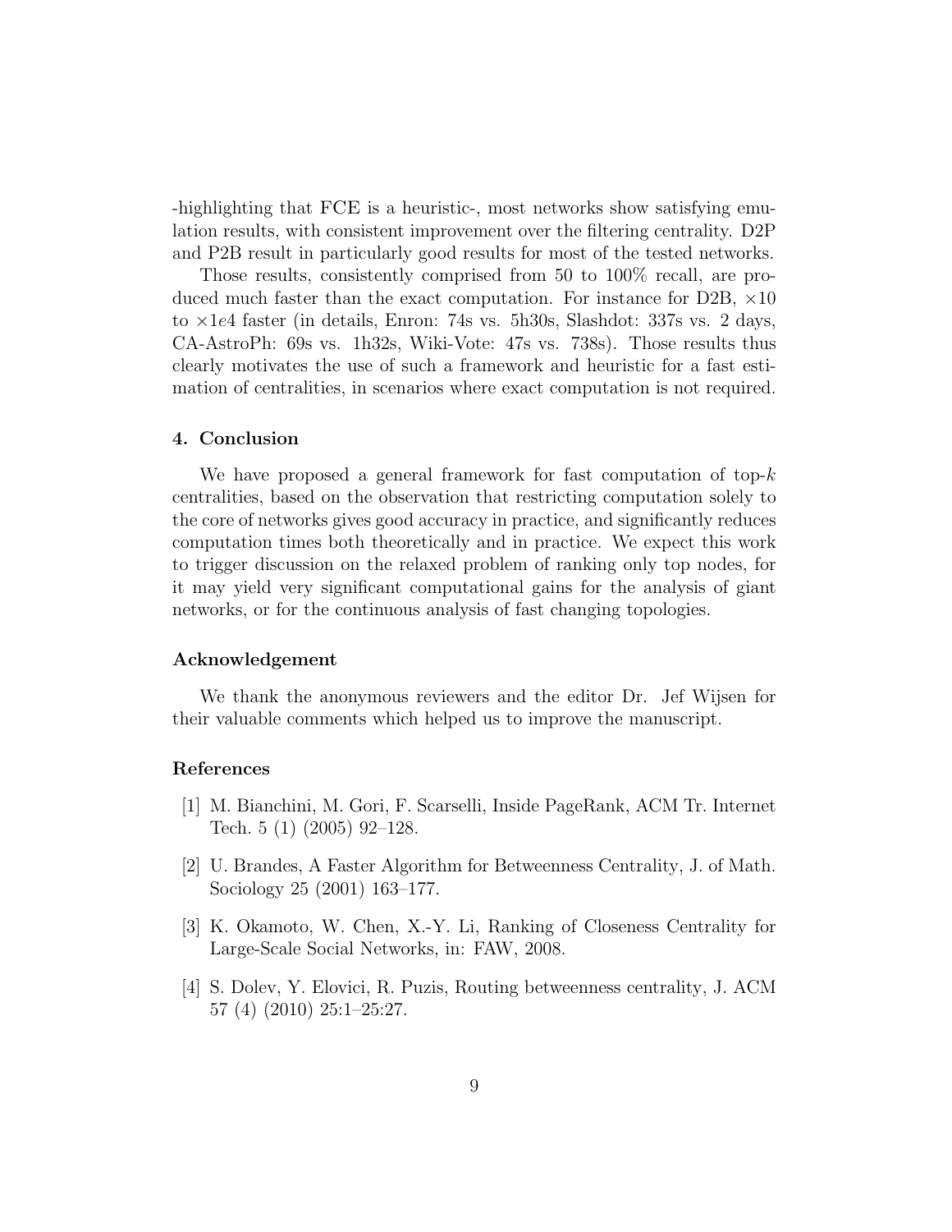-highlighting that FCE is a heuristic-, most networks show satisfying emulation results, with consistent improvement over the filtering centrality. D2P and P2B result in particularly good results for most of the tested networks.

Those results, consistently comprised from 50 to 100% recall, are produced much faster than the exact computation. For instance for D2B, $\times 10$ to $\times 1e4$ faster (in details, Enron: 74s vs. 5h30s, Slashdot: 337s vs. 2 days, CA-AstroPh: 69s vs. 1h32s, Wiki-Vote: 47s vs. 738s). Those results thus clearly motivates the use of such a framework and heuristic for a fast estimation of centralities, in scenarios where exact computation is not required.

## 4. Conclusion

We have proposed a general framework for fast computation of top-$k$ centralities, based on the observation that restricting computation solely to the core of networks gives good accuracy in practice, and significantly reduces computation times both theoretically and in practice. We expect this work to trigger discussion on the relaxed problem of ranking only top nodes, for it may yield very significant computational gains for the analysis of giant networks, or for the continuous analysis of fast changing topologies.

## Acknowledgement

We thank the anonymous reviewers and the editor Dr. Jef Wijsen for their valuable comments which helped us to improve the manuscript.

## References

[1] M. Bianchini, M. Gori, F. Scarselli, Inside PageRank, ACM Tr. Internet Tech. 5 (1) (2005) 92–128.

[2] U. Brandes, A Faster Algorithm for Betweenness Centrality, J. of Math. Sociology 25 (2001) 163–177.

[3] K. Okamoto, W. Chen, X.-Y. Li, Ranking of Closeness Centrality for Large-Scale Social Networks, in: FAW, 2008.

[4] S. Dolev, Y. Elovici, R. Puzis, Routing betweenness centrality, J. ACM 57 (4) (2010) 25:1–25:27.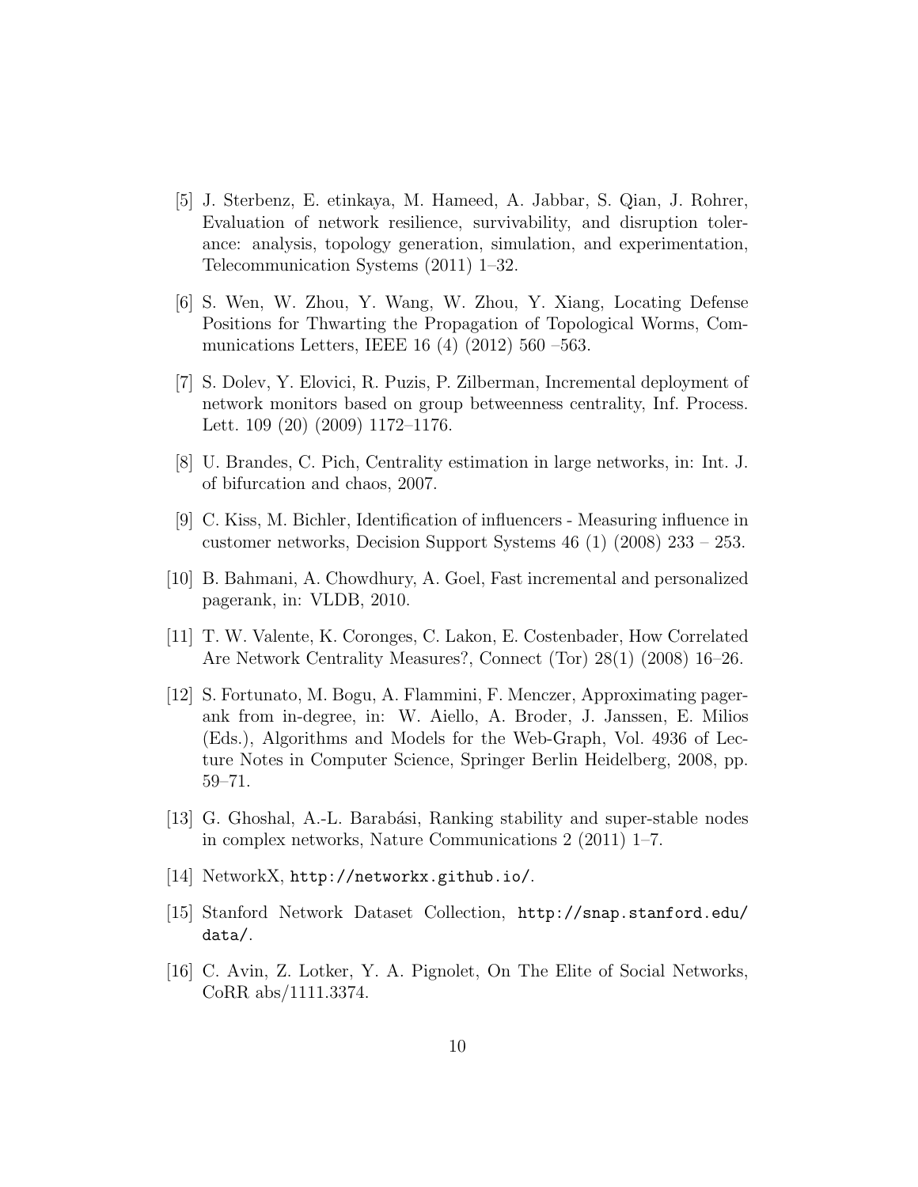[5] J. Sterbenz, E. etinkaya, M. Hameed, A. Jabbar, S. Qian, J. Rohrer, Evaluation of network resilience, survivability, and disruption tolerance: analysis, topology generation, simulation, and experimentation, Telecommunication Systems (2011) 1–32.

[6] S. Wen, W. Zhou, Y. Wang, W. Zhou, Y. Xiang, Locating Defense Positions for Thwarting the Propagation of Topological Worms, Communications Letters, IEEE 16 (4) (2012) 560 –563.

[7] S. Dolev, Y. Elovici, R. Puzis, P. Zilberman, Incremental deployment of network monitors based on group betweenness centrality, Inf. Process. Lett. 109 (20) (2009) 1172–1176.

[8] U. Brandes, C. Pich, Centrality estimation in large networks, in: Int. J. of bifurcation and chaos, 2007.

[9] C. Kiss, M. Bichler, Identification of influencers - Measuring influence in customer networks, Decision Support Systems 46 (1) (2008) 233 – 253.

[10] B. Bahmani, A. Chowdhury, A. Goel, Fast incremental and personalized pagerank, in: VLDB, 2010.

[11] T. W. Valente, K. Coronges, C. Lakon, E. Costenbader, How Correlated Are Network Centrality Measures?, Connect (Tor) 28(1) (2008) 16–26.

[12] S. Fortunato, M. Bogu, A. Flammini, F. Menczer, Approximating pagerank from in-degree, in: W. Aiello, A. Broder, J. Janssen, E. Milios (Eds.), Algorithms and Models for the Web-Graph, Vol. 4936 of Lecture Notes in Computer Science, Springer Berlin Heidelberg, 2008, pp. 59–71.

[13] G. Ghoshal, A.-L. Barabási, Ranking stability and super-stable nodes in complex networks, Nature Communications 2 (2011) 1–7.

[14] NetworkX, http://networkx.github.io/.

[15] Stanford Network Dataset Collection, http://snap.stanford.edu/data/.

[16] C. Avin, Z. Lotker, Y. A. Pignolet, On The Elite of Social Networks, CoRR abs/1111.3374.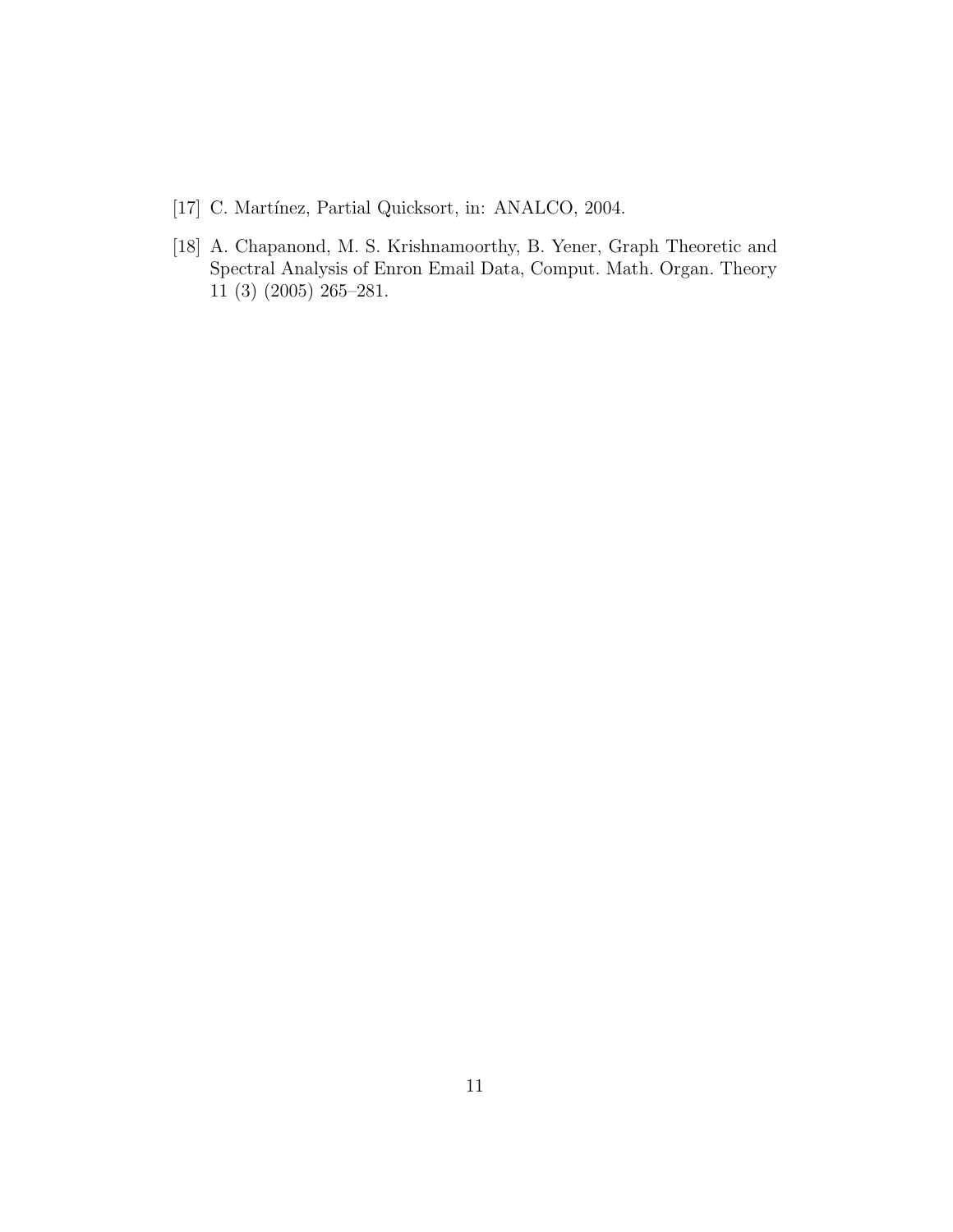[17] C. Martínez, Partial Quicksort, in: ANALCO, 2004.

[18] A. Chapanond, M. S. Krishnamoorthy, B. Yener, Graph Theoretic and Spectral Analysis of Enron Email Data, Comput. Math. Organ. Theory 11 (3) (2005) 265–281.